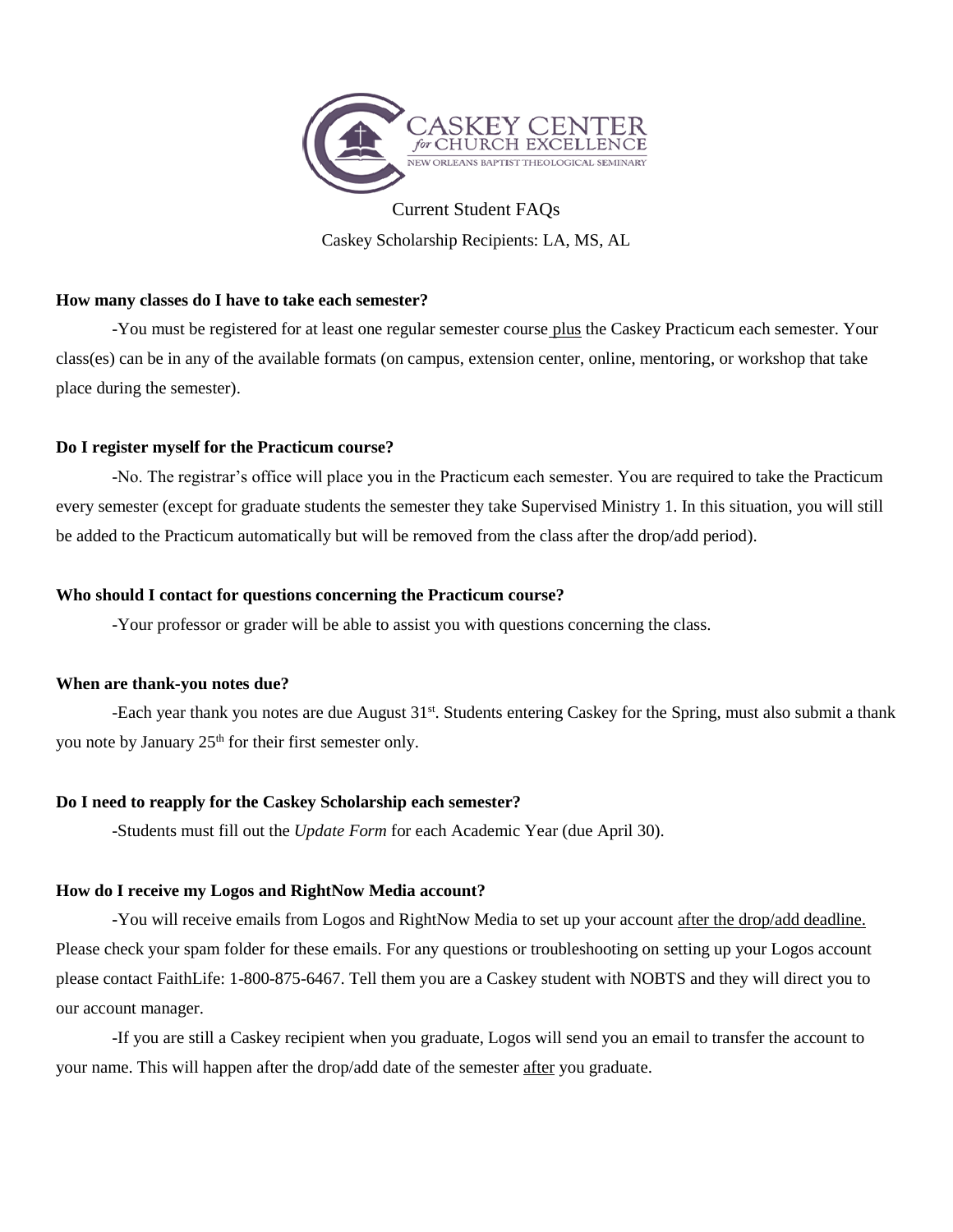CASKEY CENTER *for* CHURCH EXCELLENCE
NEW ORLEANS BAPTIST THEOLOGICAL SEMINARY

Current Student FAQs

Caskey Scholarship Recipients: LA, MS, AL

**How many classes do I have to take each semester?**

-You must be registered for at least one regular semester course plus the Caskey Practicum each semester. Your class(es) can be in any of the available formats (on campus, extension center, online, mentoring, or workshop that take place during the semester).

**Do I register myself for the Practicum course?**

-No. The registrar's office will place you in the Practicum each semester. You are required to take the Practicum every semester (except for graduate students the semester they take Supervised Ministry 1. In this situation, you will still be added to the Practicum automatically but will be removed from the class after the drop/add period).

**Who should I contact for questions concerning the Practicum course?**

-Your professor or grader will be able to assist you with questions concerning the class.

**When are thank-you notes due?**

-Each year thank you notes are due August 31st. Students entering Caskey for the Spring, must also submit a thank you note by January 25th for their first semester only.

**Do I need to reapply for the Caskey Scholarship each semester?**

-Students must fill out the *Update Form* for each Academic Year (due April 30).

**How do I receive my Logos and RightNow Media account?**

-You will receive emails from Logos and RightNow Media to set up your account after the drop/add deadline. Please check your spam folder for these emails. For any questions or troubleshooting on setting up your Logos account please contact FaithLife: 1-800-875-6467. Tell them you are a Caskey student with NOBTS and they will direct you to our account manager.

-If you are still a Caskey recipient when you graduate, Logos will send you an email to transfer the account to your name. This will happen after the drop/add date of the semester after you graduate.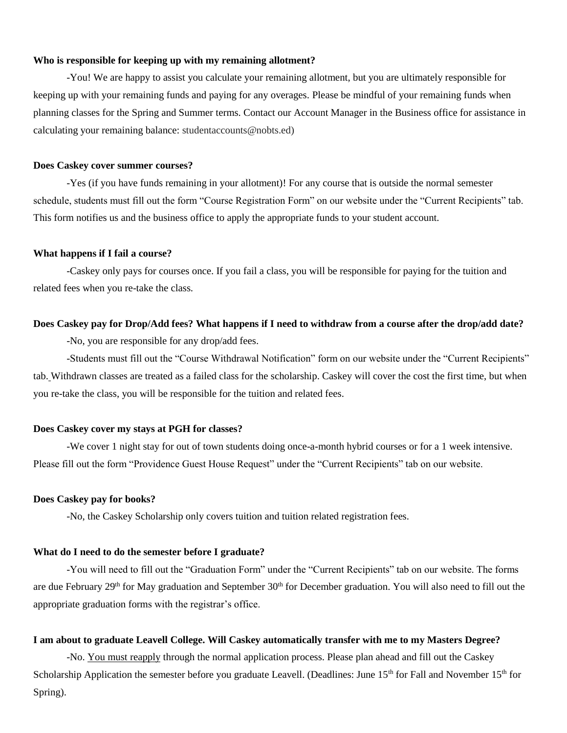**Who is responsible for keeping up with my remaining allotment?**

-You! We are happy to assist you calculate your remaining allotment, but you are ultimately responsible for keeping up with your remaining funds and paying for any overages. Please be mindful of your remaining funds when planning classes for the Spring and Summer terms. Contact our Account Manager in the Business office for assistance in calculating your remaining balance: studentaccounts@nobts.ed)

**Does Caskey cover summer courses?**

-Yes (if you have funds remaining in your allotment)! For any course that is outside the normal semester schedule, students must fill out the form "Course Registration Form" on our website under the "Current Recipients" tab. This form notifies us and the business office to apply the appropriate funds to your student account.

**What happens if I fail a course?**

-Caskey only pays for courses once. If you fail a class, you will be responsible for paying for the tuition and related fees when you re-take the class.

**Does Caskey pay for Drop/Add fees? What happens if I need to withdraw from a course after the drop/add date?**

-No, you are responsible for any drop/add fees.

-Students must fill out the "Course Withdrawal Notification" form on our website under the "Current Recipients" tab. Withdrawn classes are treated as a failed class for the scholarship. Caskey will cover the cost the first time, but when you re-take the class, you will be responsible for the tuition and related fees.

**Does Caskey cover my stays at PGH for classes?**

-We cover 1 night stay for out of town students doing once-a-month hybrid courses or for a 1 week intensive. Please fill out the form "Providence Guest House Request" under the "Current Recipients" tab on our website.

**Does Caskey pay for books?**

-No, the Caskey Scholarship only covers tuition and tuition related registration fees.

**What do I need to do the semester before I graduate?**

-You will need to fill out the "Graduation Form" under the "Current Recipients" tab on our website. The forms are due February 29th for May graduation and September 30th for December graduation. You will also need to fill out the appropriate graduation forms with the registrar's office.

**I am about to graduate Leavell College. Will Caskey automatically transfer with me to my Masters Degree?**

-No. You must reapply through the normal application process. Please plan ahead and fill out the Caskey Scholarship Application the semester before you graduate Leavell. (Deadlines: June 15th for Fall and November 15th for Spring).